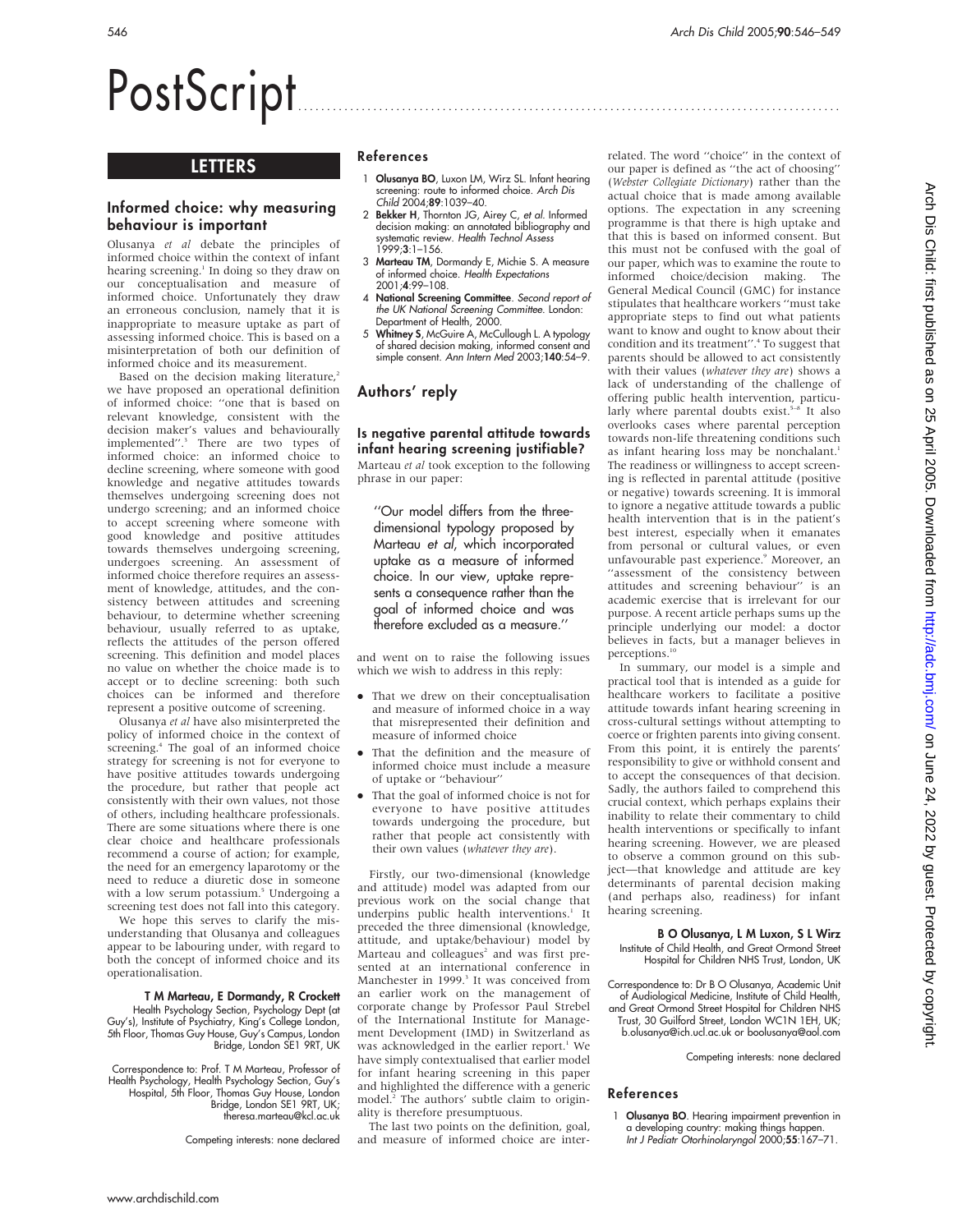# PostScript

## LETTERS

### Informed choice: why measuring behaviour is important

Olusanya *et al* debate the principles of informed choice within the context of infant hearing screening.[1] In doing so they draw on our conceptualisation and measure of informed choice. Unfortunately they draw an erroneous conclusion, namely that it is inappropriate to measure uptake as part of assessing informed choice. This is based on a misinterpretation of both our definition of informed choice and its measurement.

Based on the decision making literature,[2] we have proposed an operational definition of informed choice: ''one that is based on relevant knowledge, consistent with the decision maker's values and behaviourally implemented''.[3] There are two types of informed choice: an informed choice to decline screening, where someone with good knowledge and negative attitudes towards themselves undergoing screening does not undergo screening; and an informed choice to accept screening where someone with good knowledge and positive attitudes towards themselves undergoing screening, undergoes screening. An assessment of informed choice therefore requires an assessment of knowledge, attitudes, and the consistency between attitudes and screening behaviour, to determine whether screening behaviour, usually referred to as uptake, reflects the attitudes of the person offered screening. This definition and model places no value on whether the choice made is to accept or to decline screening: both such choices can be informed and therefore represent a positive outcome of screening.

Olusanya *et al* have also misinterpreted the policy of informed choice in the context of screening.[4] The goal of an informed choice strategy for screening is not for everyone to have positive attitudes towards undergoing the procedure, but rather that people act consistently with their own values, not those of others, including healthcare professionals. There are some situations where there is one clear choice and healthcare professionals recommend a course of action; for example, the need for an emergency laparotomy or the need to reduce a diuretic dose in someone with a low serum potassium.[5] Undergoing a screening test does not fall into this category.

We hope this serves to clarify the misunderstanding that Olusanya and colleagues appear to be labouring under, with regard to both the concept of informed choice and its operationalisation.

**T M Marteau, E Dormandy, R Crockett**
Health Psychology Section, Psychology Dept (at Guy's), Institute of Psychiatry, King's College London, 5th Floor, Thomas Guy House, Guy's Campus, London Bridge, London SE1 9RT, UK

Correspondence to: Prof. T M Marteau, Professor of Health Psychology, Health Psychology Section, Guy's Hospital, 5th Floor, Thomas Guy House, London Bridge, London SE1 9RT, UK; theresa.marteau@kcl.ac.uk

Competing interests: none declared

#### References

1. **Olusanya BO**, Luxon LM, Wirz SL. Infant hearing screening: route to informed choice. *Arch Dis Child* 2004;**89**:1039–40.
2. **Bekker H**, Thornton JG, Airey C, *et al*. Informed decision making: an annotated bibliography and systematic review. *Health Technol Assess* 1999;**3**:1–156.
3. **Marteau TM**, Dormandy E, Michie S. A measure of informed choice. *Health Expectations* 2001;**4**:99–108.
4. **National Screening Committee**. *Second report of the UK National Screening Committee*. London: Department of Health, 2000.
5. **Whitney S**, McGuire A, McCullough L. A typology of shared decision making, informed consent and simple consent. *Ann Intern Med* 2003;**140**:54–9.

## Authors' reply

### Is negative parental attitude towards infant hearing screening justifiable?

Marteau *et al* took exception to the following phrase in our paper:

> ''Our model differs from the three-dimensional typology proposed by Marteau *et al*, which incorporated uptake as a measure of informed choice. In our view, uptake represents a consequence rather than the goal of informed choice and was therefore excluded as a measure.''

and went on to raise the following issues which we wish to address in this reply:

- That we drew on their conceptualisation and measure of informed choice in a way that misrepresented their definition and measure of informed choice
- That the definition and the measure of informed choice must include a measure of uptake or ''behaviour''
- That the goal of informed choice is not for everyone to have positive attitudes towards undergoing the procedure, but rather that people act consistently with their own values (*whatever they are*).

Firstly, our two-dimensional (knowledge and attitude) model was adapted from our previous work on the social change that underpins public health interventions.[1] It preceded the three dimensional (knowledge, attitude, and uptake/behaviour) model by Marteau and colleagues[2] and was first presented at an international conference in Manchester in 1999.[3] It was conceived from an earlier work on the management of corporate change by Professor Paul Strebel of the International Institute for Management Development (IMD) in Switzerland as was acknowledged in the earlier report.[1] We have simply contextualised that earlier model for infant hearing screening in this paper and highlighted the difference with a generic model.[2] The authors' subtle claim to originality is therefore presumptuous.

The last two points on the definition, goal, and measure of informed choice are inter-related. The word ''choice'' in the context of our paper is defined as ''the act of choosing'' (*Webster Collegiate Dictionary*) rather than the actual choice that is made among available options. The expectation in any screening programme is that there is high uptake and that this is based on informed consent. But this must not be confused with the goal of our paper, which was to examine the route to informed choice/decision making. The General Medical Council (GMC) for instance stipulates that healthcare workers ''must take appropriate steps to find out what patients want to know and ought to know about their condition and its treatment''.[4] To suggest that parents should be allowed to act consistently with their values (*whatever they are*) shows a lack of understanding of the challenge of offering public health intervention, particularly where parental doubts exist.[5–8] It also overlooks cases where parental perception towards non-life threatening conditions such as infant hearing loss may be nonchalant.[1] The readiness or willingness to accept screening is reflected in parental attitude (positive or negative) towards screening. It is immoral to ignore a negative attitude towards a public health intervention that is in the patient's best interest, especially when it emanates from personal or cultural values, or even unfavourable past experience.[9] Moreover, an ''assessment of the consistency between attitudes and screening behaviour'' is an academic exercise that is irrelevant for our purpose. A recent article perhaps sums up the principle underlying our model: a doctor believes in facts, but a manager believes in perceptions.[10]

In summary, our model is a simple and practical tool that is intended as a guide for healthcare workers to facilitate a positive attitude towards infant hearing screening in cross-cultural settings without attempting to coerce or frighten parents into giving consent. From this point, it is entirely the parents' responsibility to give or withhold consent and to accept the consequences of that decision. Sadly, the authors failed to comprehend this crucial context, which perhaps explains their inability to relate their commentary to child health interventions or specifically to infant hearing screening. However, we are pleased to observe a common ground on this subject—that knowledge and attitude are key determinants of parental decision making (and perhaps also, readiness) for infant hearing screening.

**B O Olusanya, L M Luxon, S L Wirz**
Institute of Child Health, and Great Ormond Street Hospital for Children NHS Trust, London, UK

Correspondence to: Dr B O Olusanya, Academic Unit of Audiological Medicine, Institute of Child Health, and Great Ormond Street Hospital for Children NHS Trust, 30 Guilford Street, London WC1N 1EH, UK; b.olusanya@ich.ucl.ac.uk or boolusanya@aol.com

Competing interests: none declared

#### References

1. **Olusanya BO**. Hearing impairment prevention in a developing country: making things happen. *Int J Pediatr Otorhinolaryngol* 2000;**55**:167–71.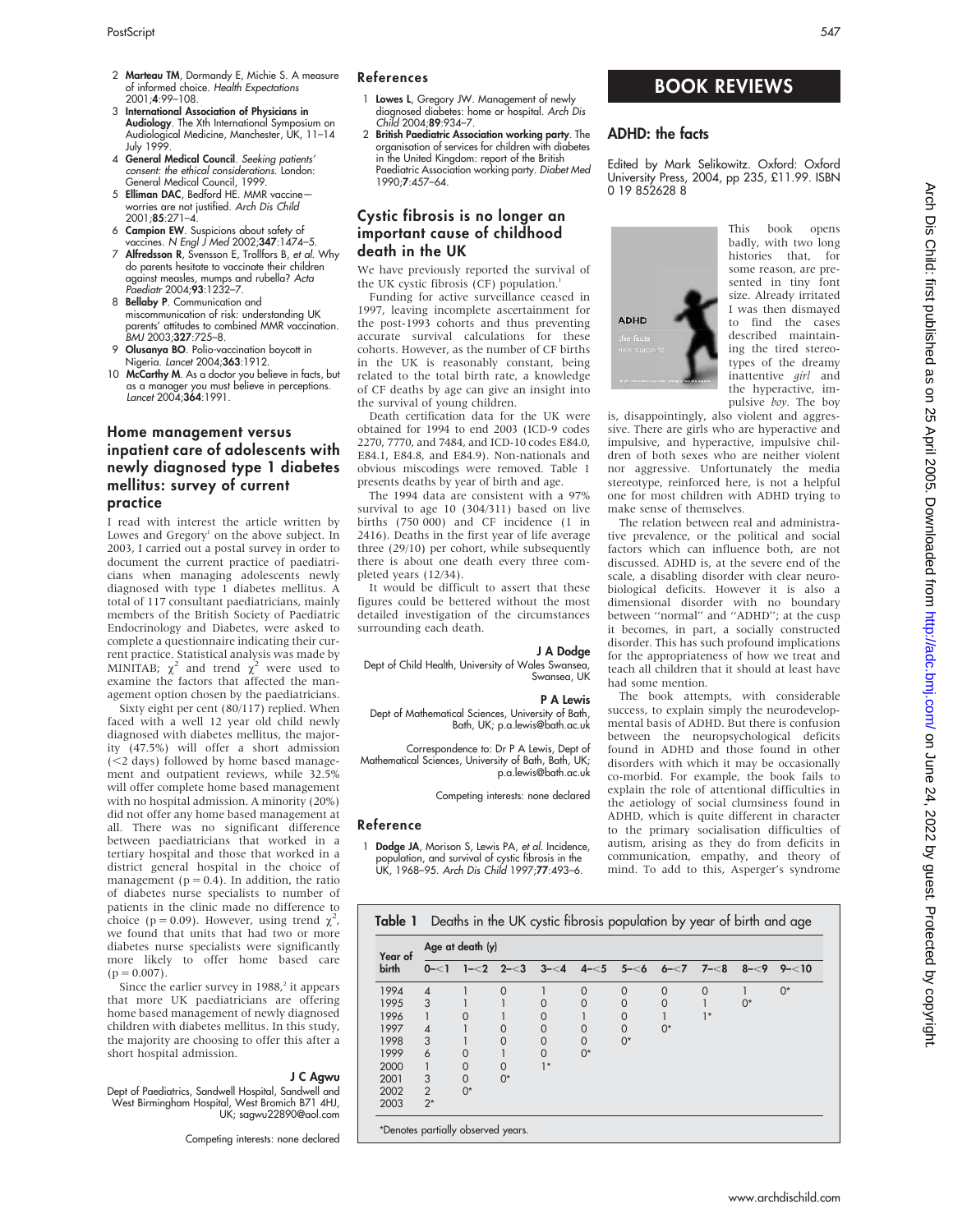2 **Marteau TM**, Dormandy E, Michie S. A measure of informed choice. *Health Expectations* 2001;**4**:99–108.
3 **International Association of Physicians in Audiology**. The Xth International Symposium on Audiological Medicine, Manchester, UK, 11–14 July 1999.
4 **General Medical Council**. *Seeking patients' consent: the ethical considerations*. London: General Medical Council, 1999.
5 **Elliman DAC**, Bedford HE. MMR vaccine—worries are not justified. *Arch Dis Child* 2001;**85**:271–4.
6 **Campion EW**. Suspicions about safety of vaccines. *N Engl J Med* 2002;**347**:1474–5.
7 **Alfredsson R**, Svensson E, Trollfors B, *et al*. Why do parents hesitate to vaccinate their children against measles, mumps and rubella? *Acta Paediatr* 2004;**93**:1232–7.
8 **Bellaby P**. Communication and miscommunication of risk: understanding UK parents' attitudes to combined MMR vaccination. *BMJ* 2003;**327**:725–8.
9 **Olusanya BO**. Polio-vaccination boycott in Nigeria. *Lancet* 2004;**363**:1912.
10 **McCarthy M**. As a doctor you believe in facts, but as a manager you must believe in perceptions. *Lancet* 2004;**364**:1991.

## Home management versus inpatient care of adolescents with newly diagnosed type 1 diabetes mellitus: survey of current practice

I read with interest the article written by Lowes and Gregory[1] on the above subject. In 2003, I carried out a postal survey in order to document the current practice of paediatricians when managing adolescents newly diagnosed with type 1 diabetes mellitus. A total of 117 consultant paediatricians, mainly members of the British Society of Paediatric Endocrinology and Diabetes, were asked to complete a questionnaire indicating their current practice. Statistical analysis was made by MINITAB; $\chi^2$ and trend $\chi^2$ were used to examine the factors that affected the management option chosen by the paediatricians.

Sixty eight per cent (80/117) replied. When faced with a well 12 year old child newly diagnosed with diabetes mellitus, the majority (47.5%) will offer a short admission (<2 days) followed by home based management and outpatient reviews, while 32.5% will offer complete home based management with no hospital admission. A minority (20%) did not offer any home based management at all. There was no significant difference between paediatricians that worked in a tertiary hospital and those that worked in a district general hospital in the choice of management ($p = 0.4$). In addition, the ratio of diabetes nurse specialists to number of patients in the clinic made no difference to choice ($p = 0.09$). However, using trend $\chi^2$, we found that units that had two or more diabetes nurse specialists were significantly more likely to offer home based care ($p = 0.007$).

Since the earlier survey in 1988,[2] it appears that more UK paediatricians are offering home based management of newly diagnosed children with diabetes mellitus. In this study, the majority are choosing to offer this after a short hospital admission.

**J C Agwu**
Dept of Paediatrics, Sandwell Hospital, Sandwell and West Birmingham Hospital, West Bromich B71 4HJ, UK; sagwu22890@aol.com

Competing interests: none declared

### References

1 **Lowes L**, Gregory JW. Management of newly diagnosed diabetes: home or hospital. *Arch Dis Child* 2004;**89**:934–7.
2 **British Paediatric Association working party**. The organisation of services for children with diabetes in the United Kingdom: report of the British Paediatric Association working party. *Diabet Med* 1990;**7**:457–64.

## Cystic fibrosis is no longer an important cause of childhood death in the UK

We have previously reported the survival of the UK cystic fibrosis (CF) population.[1]

Funding for active surveillance ceased in 1997, leaving incomplete ascertainment for the post-1993 cohorts and thus preventing accurate survival calculations for these cohorts. However, as the number of CF births in the UK is reasonably constant, being related to the total birth rate, a knowledge of CF deaths by age can give an insight into the survival of young children.

Death certification data for the UK were obtained for 1994 to end 2003 (ICD-9 codes 2270, 7770, and 7484, and ICD-10 codes E84.0, E84.1, E84.8, and E84.9). Non-nationals and obvious miscodings were removed. Table 1 presents deaths by year of birth and age.

The 1994 data are consistent with a 97% survival to age 10 (304/311) based on live births (750 000) and CF incidence (1 in 2416). Deaths in the first year of life average three (29/10) per cohort, while subsequently there is about one death every three completed years (12/34).

It would be difficult to assert that these figures could be bettered without the most detailed investigation of the circumstances surrounding each death.

**J A Dodge**
Dept of Child Health, University of Wales Swansea, Swansea, UK

**P A Lewis**
Dept of Mathematical Sciences, University of Bath, Bath, UK; p.a.lewis@bath.ac.uk

Correspondence to: Dr P A Lewis, Dept of Mathematical Sciences, University of Bath, Bath, UK; p.a.lewis@bath.ac.uk

Competing interests: none declared

### Reference

1 **Dodge JA**, Morison S, Lewis PA, *et al*. Incidence, population, and survival of cystic fibrosis in the UK, 1968–95. *Arch Dis Child* 1997;**77**:493–6.

**Table 1** Deaths in the UK cystic fibrosis population by year of birth and age

| Year of birth | Age at death (y) | | | | | | | | | |
|---|---|---|---|---|---|---|---|---|---|---|
| | 0–<1 | 1–<2 | 2–<3 | 3–<4 | 4–<5 | 5–<6 | 6–<7 | 7–<8 | 8–<9 | 9–<10 |
| 1994 | 4 | 1 | 0 | 1 | 0 | 0 | 0 | 0 | 1 | 0* |
| 1995 | 3 | 1 | 1 | 0 | 0 | 0 | 0 | 1 | 0* | |
| 1996 | 1 | 0 | 1 | 0 | 1 | 0 | 1 | 1* | | |
| 1997 | 4 | 1 | 0 | 0 | 0 | 0 | 0* | | | |
| 1998 | 3 | 1 | 0 | 0 | 0 | 0* | | | | |
| 1999 | 6 | 0 | 1 | 0 | 0* | | | | | |
| 2000 | 1 | 0 | 0 | 1* | | | | | | |
| 2001 | 3 | 0 | 0* | | | | | | | |
| 2002 | 2 | 0* | | | | | | | | |
| 2003 | 2* | | | | | | | | | |

*Denotes partially observed years.

# BOOK REVIEWS

## ADHD: the facts

Edited by Mark Selikowitz. Oxford: Oxford University Press, 2004, pp 235, £11.99. ISBN 0 19 852628 8

This book opens badly, with two long histories that, for some reason, are presented in tiny font size. Already irritated I was then dismayed to find the cases described maintaining the tired stereotypes of the dreamy inattentive *girl* and the hyperactive, impulsive *boy*. The boy is, disappointingly, also violent and aggressive. There are girls who are hyperactive and impulsive, and hyperactive, impulsive children of both sexes who are neither violent nor aggressive. Unfortunately the media stereotype, reinforced here, is not a helpful one for most children with ADHD trying to make sense of themselves.

The relation between real and administrative prevalence, or the political and social factors which can influence both, are not discussed. ADHD is, at the severe end of the scale, a disabling disorder with clear neurobiological deficits. However it is also a dimensional disorder with no boundary between "normal" and "ADHD"; at the cusp it becomes, in part, a socially constructed disorder. This has such profound implications for the appropriateness of how we treat and teach all children that it should at least have had some mention.

The book attempts, with considerable success, to explain simply the neurodevelopmental basis of ADHD. But there is confusion between the neuropsychological deficits found in ADHD and those found in other disorders with which it may be occasionally co-morbid. For example, the book fails to explain the role of attentional difficulties in the aetiology of social clumsiness found in ADHD, which is quite different in character to the primary socialisation difficulties of autism, arising as they do from deficits in communication, empathy, and theory of mind. To add to this, Asperger's syndrome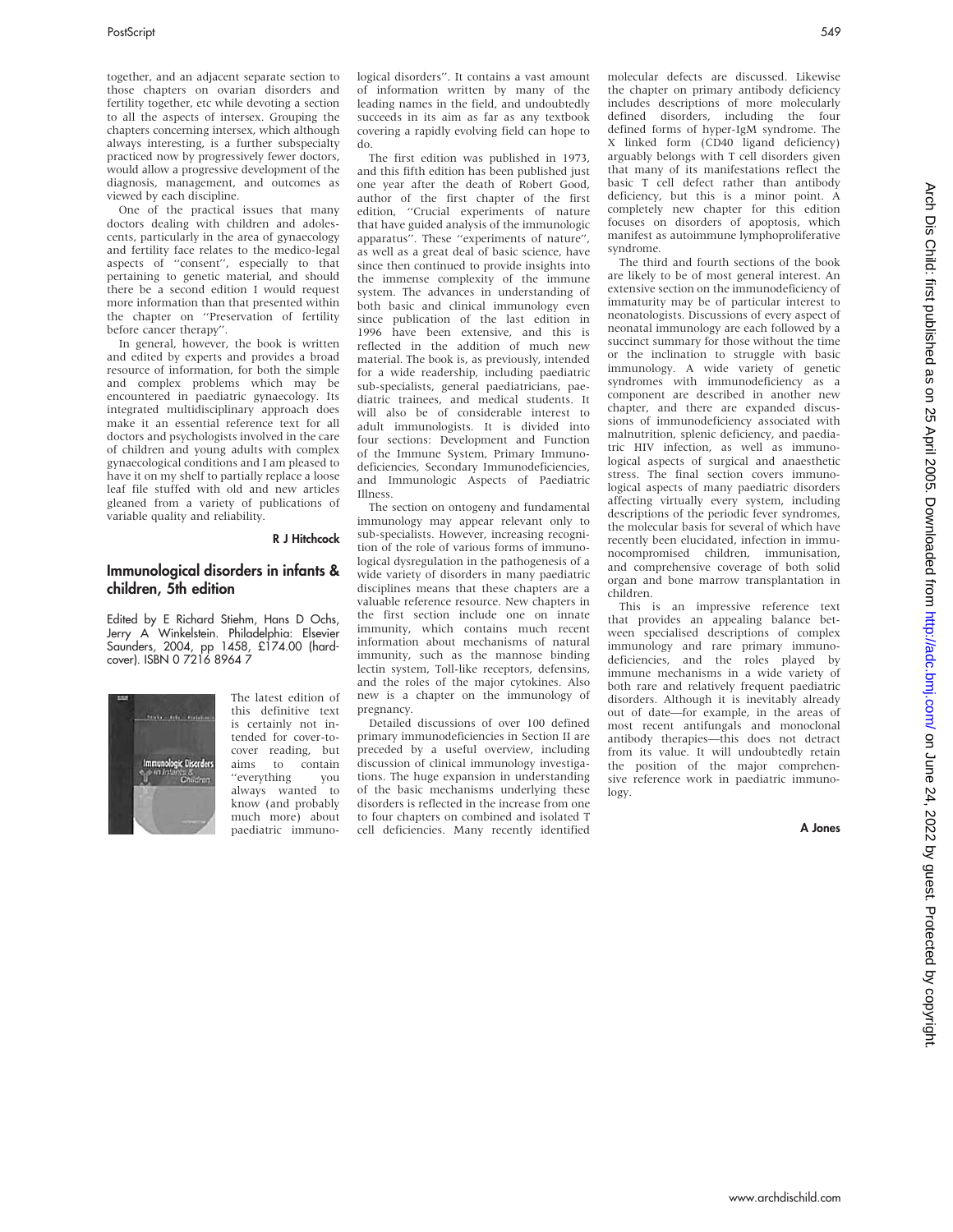together, and an adjacent separate section to those chapters on ovarian disorders and fertility together, etc while devoting a section to all the aspects of intersex. Grouping the chapters concerning intersex, which although always interesting, is a further subspecialty practiced now by progressively fewer doctors, would allow a progressive development of the diagnosis, management, and outcomes as viewed by each discipline.

One of the practical issues that many doctors dealing with children and adolescents, particularly in the area of gynaecology and fertility face relates to the medico-legal aspects of "consent", especially to that pertaining to genetic material, and should there be a second edition I would request more information than that presented within the chapter on "Preservation of fertility before cancer therapy".

In general, however, the book is written and edited by experts and provides a broad resource of information, for both the simple and complex problems which may be encountered in paediatric gynaecology. Its integrated multidisciplinary approach does make it an essential reference text for all doctors and psychologists involved in the care of children and young adults with complex gynaecological conditions and I am pleased to have it on my shelf to partially replace a loose leaf file stuffed with old and new articles gleaned from a variety of publications of variable quality and reliability.

**R J Hitchcock**

## Immunological disorders in infants & children, 5th edition

Edited by E Richard Stiehm, Hans D Ochs, Jerry A Winkelstein. Philadelphia: Elsevier Saunders, 2004, pp 1458, £174.00 (hardcover). ISBN 0 7216 8964 7

The latest edition of this definitive text is certainly not intended for cover-to-cover reading, but aims to contain "everything you always wanted to know (and probably much more) about paediatric immunological disorders". It contains a vast amount of information written by many of the leading names in the field, and undoubtedly succeeds in its aim as far as any textbook covering a rapidly evolving field can hope to do.

The first edition was published in 1973, and this fifth edition has been published just one year after the death of Robert Good, author of the first chapter of the first edition, "Crucial experiments of nature that have guided analysis of the immunologic apparatus". These "experiments of nature", as well as a great deal of basic science, have since then continued to provide insights into the immense complexity of the immune system. The advances in understanding of both basic and clinical immunology even since publication of the last edition in 1996 have been extensive, and this is reflected in the addition of much new material. The book is, as previously, intended for a wide readership, including paediatric sub-specialists, general paediatricians, paediatric trainees, and medical students. It will also be of considerable interest to adult immunologists. It is divided into four sections: Development and Function of the Immune System, Primary Immunodeficiencies, Secondary Immunodeficiencies, and Immunologic Aspects of Paediatric Illness.

The section on ontogeny and fundamental immunology may appear relevant only to sub-specialists. However, increasing recognition of the role of various forms of immunological dysregulation in the pathogenesis of a wide variety of disorders in many paediatric disciplines means that these chapters are a valuable reference resource. New chapters in the first section include one on innate immunity, which contains much recent information about mechanisms of natural immunity, such as the mannose binding lectin system, Toll-like receptors, defensins, and the roles of the major cytokines. Also new is a chapter on the immunology of pregnancy.

Detailed discussions of over 100 defined primary immunodeficiencies in Section II are preceded by a useful overview, including discussion of clinical immunology investigations. The huge expansion in understanding of the basic mechanisms underlying these disorders is reflected in the increase from one to four chapters on combined and isolated T cell deficiencies. Many recently identified molecular defects are discussed. Likewise the chapter on primary antibody deficiency includes descriptions of more molecularly defined disorders, including the four defined forms of hyper-IgM syndrome. The X linked form (CD40 ligand deficiency) arguably belongs with T cell disorders given that many of its manifestations reflect the basic T cell defect rather than antibody deficiency, but this is a minor point. A completely new chapter for this edition focuses on disorders of apoptosis, which manifest as autoimmune lymphoproliferative syndrome.

The third and fourth sections of the book are likely to be of most general interest. An extensive section on the immunodeficiency of immaturity may be of particular interest to neonatologists. Discussions of every aspect of neonatal immunology are each followed by a succinct summary for those without the time or the inclination to struggle with basic immunology. A wide variety of genetic syndromes with immunodeficiency as a component are described in another new chapter, and there are expanded discussions of immunodeficiency associated with malnutrition, splenic deficiency, and paediatric HIV infection, as well as immunological aspects of surgical and anaesthetic stress. The final section covers immunological aspects of many paediatric disorders affecting virtually every system, including descriptions of the periodic fever syndromes, the molecular basis for several of which have recently been elucidated, infection in immunocompromised children, immunisation, and comprehensive coverage of both solid organ and bone marrow transplantation in children.

This is an impressive reference text that provides an appealing balance between specialised descriptions of complex immunology and rare primary immunodeficiencies, and the roles played by immune mechanisms in a wide variety of both rare and relatively frequent paediatric disorders. Although it is inevitably already out of date—for example, in the areas of most recent antifungals and monoclonal antibody therapies—this does not detract from its value. It will undoubtedly retain the position of the major comprehensive reference work in paediatric immunology.

**A Jones**